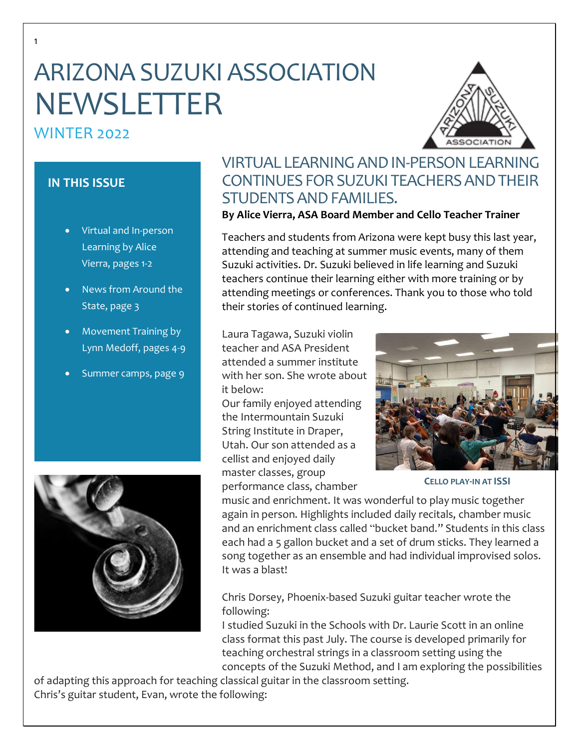# ARIZONA SUZUKI ASSOCIATION NEWSLETTER

WINTER 2022

## IN THIS ISSUE

- Virtual and In-person Learning by Alice Vierra, pages 1-2
- News from Around the State, page 3
- Movement Training by Lynn Medoff, pages 4-9
- Summer camps, page 9

## VIRTUAL LEARNING AND IN-PERSON LEARNING CONTINUES FOR SUZUKI TEACHERS AND THEIR STUDENTS AND FAMILIES.

**By Alice Vierra, ASA Board Member and Cello Teacher Trainer**

Teachers and students from Arizona were kept busy this last year, attending and teaching at summer music events, many of them Suzuki activities. Dr. Suzuki believed in life learning and Suzuki teachers continue their learning either with more training or by attending meetings or conferences. Thank you to those who told their stories of continued learning.

Laura Tagawa, Suzuki violin teacher and ASA President attended a summer institute with her son. She wrote about it below:

Our family enjoyed attending the Intermountain Suzuki String Institute in Draper, Utah. Our son attended as a cellist and enjoyed daily master classes, group performance class, chamber music and enrichment. It was wonderful to play music together again in person. Highlights included daily recitals, chamber music and an enrichment class called "bucket band." Students in this class each had a 5 gallon bucket and a set of drum sticks. They learned a song together as an ensemble and had individual improvised solos. It was a blast!

CELLO PLAY-IN AT ISSI

Chris Dorsey, Phoenix-based Suzuki guitar teacher wrote the following:

I studied Suzuki in the Schools with Dr. Laurie Scott in an online class format this past July. The course is developed primarily for teaching orchestral strings in a classroom setting using the concepts of the Suzuki Method, and I am exploring the possibilities of adapting this approach for teaching classical guitar in the classroom setting.

Chris's guitar student, Evan, wrote the following: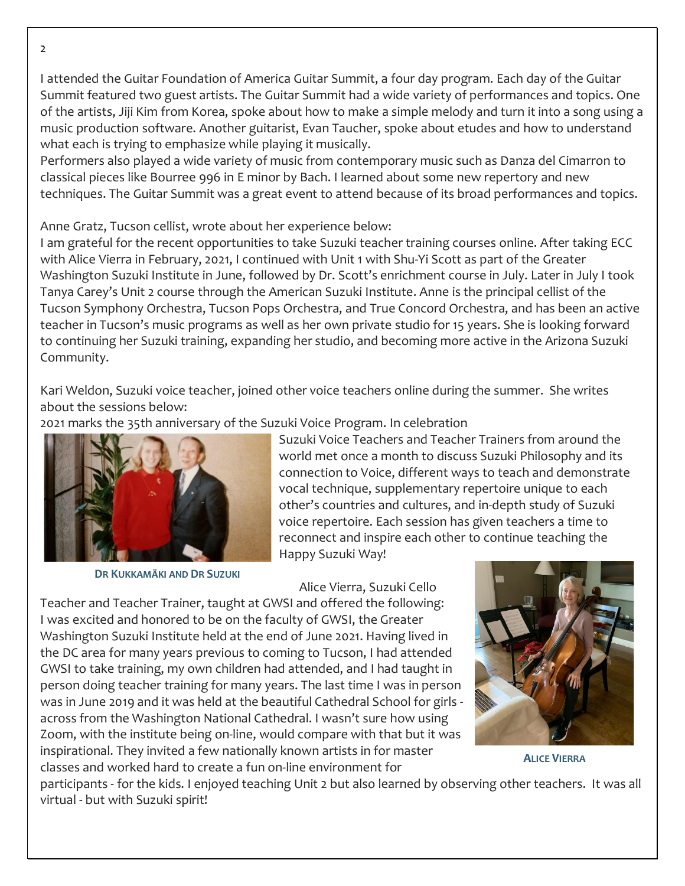I attended the Guitar Foundation of America Guitar Summit, a four day program. Each day of the Guitar Summit featured two guest artists. The Guitar Summit had a wide variety of performances and topics. One of the artists, Jiji Kim from Korea, spoke about how to make a simple melody and turn it into a song using a music production software. Another guitarist, Evan Taucher, spoke about etudes and how to understand what each is trying to emphasize while playing it musically.
Performers also played a wide variety of music from contemporary music such as Danza del Cimarron to classical pieces like Bourree 996 in E minor by Bach. I learned about some new repertory and new techniques. The Guitar Summit was a great event to attend because of its broad performances and topics.

Anne Gratz, Tucson cellist, wrote about her experience below:
I am grateful for the recent opportunities to take Suzuki teacher training courses online. After taking ECC with Alice Vierra in February, 2021, I continued with Unit 1 with Shu-Yi Scott as part of the Greater Washington Suzuki Institute in June, followed by Dr. Scott's enrichment course in July. Later in July I took Tanya Carey's Unit 2 course through the American Suzuki Institute. Anne is the principal cellist of the Tucson Symphony Orchestra, Tucson Pops Orchestra, and True Concord Orchestra, and has been an active teacher in Tucson's music programs as well as her own private studio for 15 years. She is looking forward to continuing her Suzuki training, expanding her studio, and becoming more active in the Arizona Suzuki Community.

Kari Weldon, Suzuki voice teacher, joined other voice teachers online during the summer. She writes about the sessions below:
2021 marks the 35th anniversary of the Suzuki Voice Program. In celebration Suzuki Voice Teachers and Teacher Trainers from around the world met once a month to discuss Suzuki Philosophy and its connection to Voice, different ways to teach and demonstrate vocal technique, supplementary repertoire unique to each other's countries and cultures, and in-depth study of Suzuki voice repertoire. Each session has given teachers a time to reconnect and inspire each other to continue teaching the Happy Suzuki Way!

**DR KUKKAMÄKI AND DR SUZUKI**

Alice Vierra, Suzuki Cello Teacher and Teacher Trainer, taught at GWSI and offered the following:
I was excited and honored to be on the faculty of GWSI, the Greater Washington Suzuki Institute held at the end of June 2021. Having lived in the DC area for many years previous to coming to Tucson, I had attended GWSI to take training, my own children had attended, and I had taught in person doing teacher training for many years. The last time I was in person was in June 2019 and it was held at the beautiful Cathedral School for girls - across from the Washington National Cathedral. I wasn't sure how using Zoom, with the institute being on-line, would compare with that but it was inspirational. They invited a few nationally known artists in for master classes and worked hard to create a fun on-line environment for participants - for the kids. I enjoyed teaching Unit 2 but also learned by observing other teachers. It was all virtual - but with Suzuki spirit!

**ALICE VIERRA**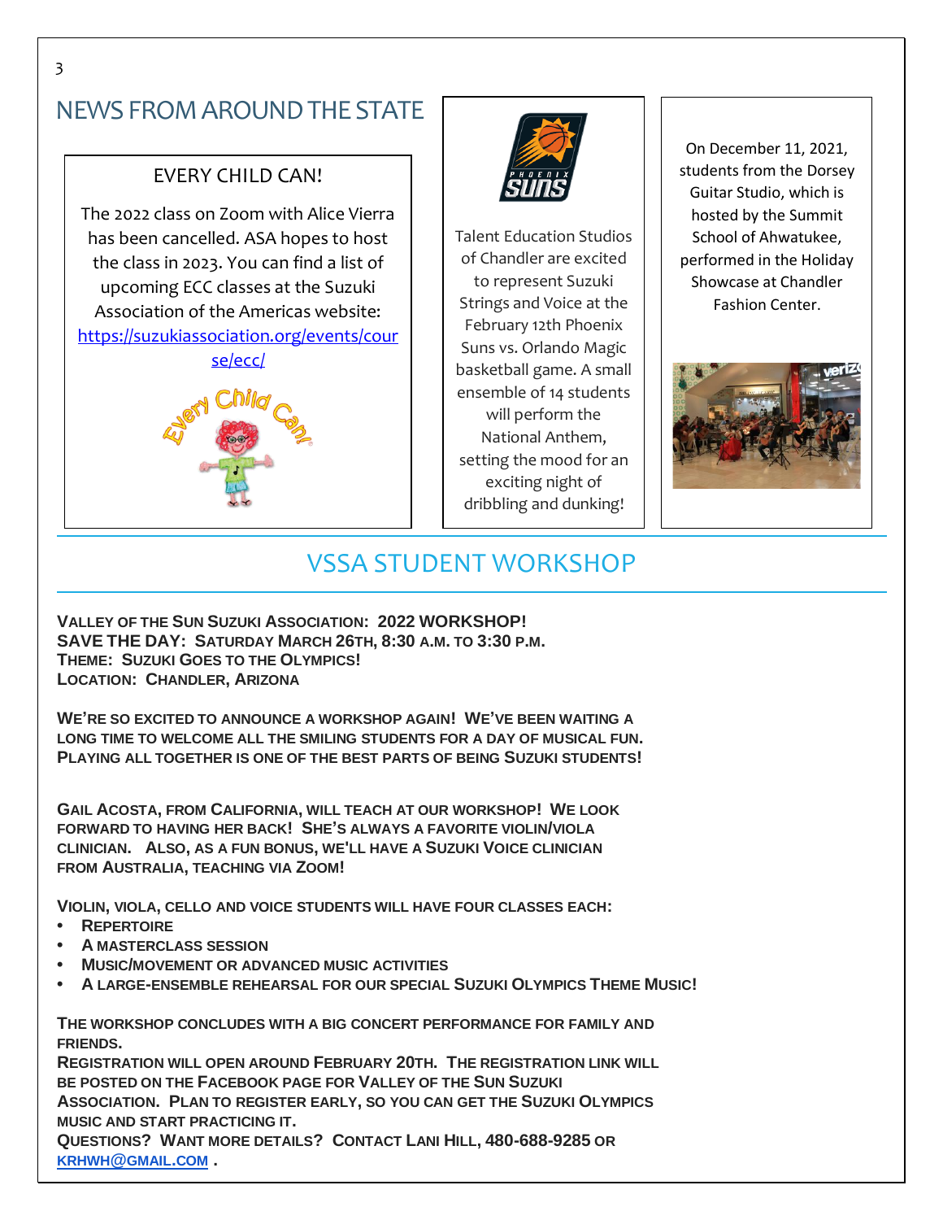# NEWS FROM AROUND THE STATE

## EVERY CHILD CAN!

The 2022 class on Zoom with Alice Vierra has been cancelled. ASA hopes to host the class in 2023. You can find a list of upcoming ECC classes at the Suzuki Association of the Americas website: https://suzukiassociation.org/events/course/ecc/

Talent Education Studios of Chandler are excited to represent Suzuki Strings and Voice at the February 12th Phoenix Suns vs. Orlando Magic basketball game. A small ensemble of 14 students will perform the National Anthem, setting the mood for an exciting night of dribbling and dunking!

On December 11, 2021, students from the Dorsey Guitar Studio, which is hosted by the Summit School of Ahwatukee, performed in the Holiday Showcase at Chandler Fashion Center.

# VSSA STUDENT WORKSHOP

**VALLEY OF THE SUN SUZUKI ASSOCIATION: 2022 WORKSHOP!**
**SAVE THE DAY: SATURDAY MARCH 26TH, 8:30 A.M. TO 3:30 P.M.**
**THEME: SUZUKI GOES TO THE OLYMPICS!**
**LOCATION: CHANDLER, ARIZONA**

**WE'RE SO EXCITED TO ANNOUNCE A WORKSHOP AGAIN! WE'VE BEEN WAITING A LONG TIME TO WELCOME ALL THE SMILING STUDENTS FOR A DAY OF MUSICAL FUN. PLAYING ALL TOGETHER IS ONE OF THE BEST PARTS OF BEING SUZUKI STUDENTS!**

**GAIL ACOSTA, FROM CALIFORNIA, WILL TEACH AT OUR WORKSHOP! WE LOOK FORWARD TO HAVING HER BACK! SHE'S ALWAYS A FAVORITE VIOLIN/VIOLA CLINICIAN. ALSO, AS A FUN BONUS, WE'LL HAVE A SUZUKI VOICE CLINICIAN FROM AUSTRALIA, TEACHING VIA ZOOM!**

**VIOLIN, VIOLA, CELLO AND VOICE STUDENTS WILL HAVE FOUR CLASSES EACH:**

- **REPERTOIRE**
- **A MASTERCLASS SESSION**
- **MUSIC/MOVEMENT OR ADVANCED MUSIC ACTIVITIES**
- **A LARGE-ENSEMBLE REHEARSAL FOR OUR SPECIAL SUZUKI OLYMPICS THEME MUSIC!**

**THE WORKSHOP CONCLUDES WITH A BIG CONCERT PERFORMANCE FOR FAMILY AND FRIENDS.**
**REGISTRATION WILL OPEN AROUND FEBRUARY 20TH. THE REGISTRATION LINK WILL BE POSTED ON THE FACEBOOK PAGE FOR VALLEY OF THE SUN SUZUKI ASSOCIATION. PLAN TO REGISTER EARLY, SO YOU CAN GET THE SUZUKI OLYMPICS MUSIC AND START PRACTICING IT.**
**QUESTIONS? WANT MORE DETAILS? CONTACT LANI HILL, 480-688-9285 OR KRHWH@GMAIL.COM .**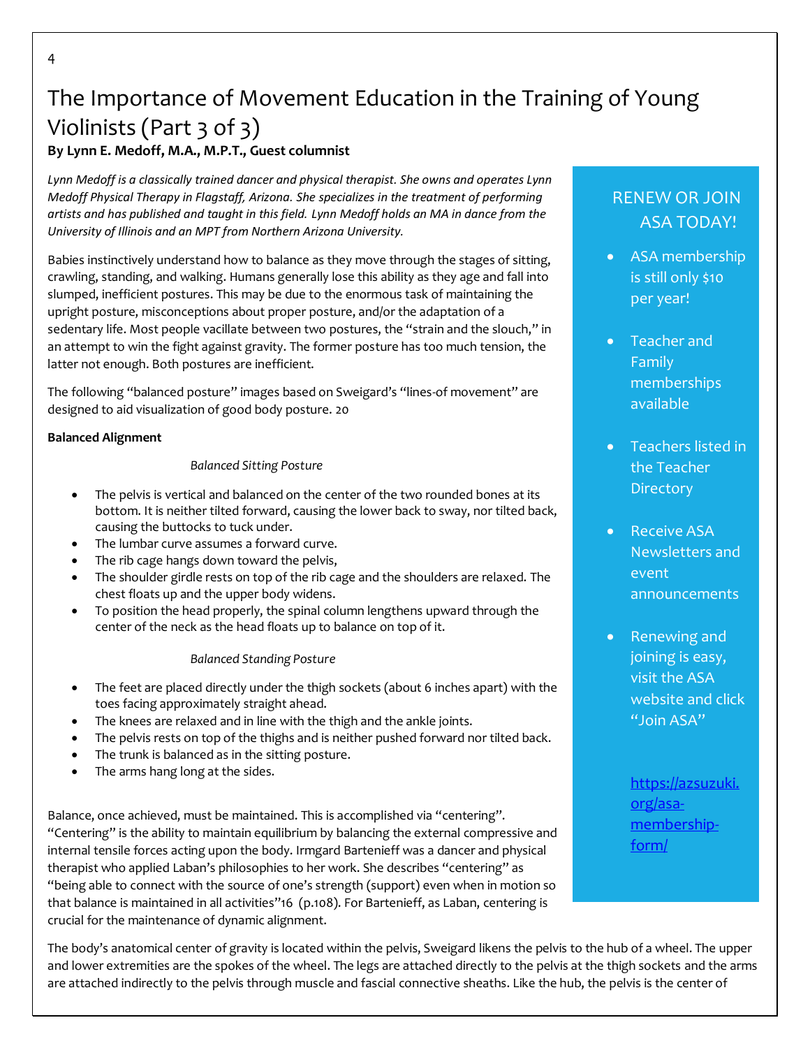# The Importance of Movement Education in the Training of Young Violinists (Part 3 of 3)

**By Lynn E. Medoff, M.A., M.P.T., Guest columnist**

*Lynn Medoff is a classically trained dancer and physical therapist. She owns and operates Lynn Medoff Physical Therapy in Flagstaff, Arizona. She specializes in the treatment of performing artists and has published and taught in this field. Lynn Medoff holds an MA in dance from the University of Illinois and an MPT from Northern Arizona University.*

Babies instinctively understand how to balance as they move through the stages of sitting, crawling, standing, and walking. Humans generally lose this ability as they age and fall into slumped, inefficient postures. This may be due to the enormous task of maintaining the upright posture, misconceptions about proper posture, and/or the adaptation of a sedentary life. Most people vacillate between two postures, the "strain and the slouch," in an attempt to win the fight against gravity. The former posture has too much tension, the latter not enough. Both postures are inefficient.

The following "balanced posture" images based on Sweigard's "lines-of movement" are designed to aid visualization of good body posture. 20

**Balanced Alignment**

*Balanced Sitting Posture*

- The pelvis is vertical and balanced on the center of the two rounded bones at its bottom. It is neither tilted forward, causing the lower back to sway, nor tilted back, causing the buttocks to tuck under.
- The lumbar curve assumes a forward curve.
- The rib cage hangs down toward the pelvis,
- The shoulder girdle rests on top of the rib cage and the shoulders are relaxed. The chest floats up and the upper body widens.
- To position the head properly, the spinal column lengthens upward through the center of the neck as the head floats up to balance on top of it.

*Balanced Standing Posture*

- The feet are placed directly under the thigh sockets (about 6 inches apart) with the toes facing approximately straight ahead.
- The knees are relaxed and in line with the thigh and the ankle joints.
- The pelvis rests on top of the thighs and is neither pushed forward nor tilted back.
- The trunk is balanced as in the sitting posture.
- The arms hang long at the sides.

Balance, once achieved, must be maintained. This is accomplished via "centering". "Centering" is the ability to maintain equilibrium by balancing the external compressive and internal tensile forces acting upon the body. Irmgard Bartenieff was a dancer and physical therapist who applied Laban's philosophies to her work. She describes "centering" as "being able to connect with the source of one's strength (support) even when in motion so that balance is maintained in all activities"16 (p.108). For Bartenieff, as Laban, centering is crucial for the maintenance of dynamic alignment.

The body's anatomical center of gravity is located within the pelvis, Sweigard likens the pelvis to the hub of a wheel. The upper and lower extremities are the spokes of the wheel. The legs are attached directly to the pelvis at the thigh sockets and the arms are attached indirectly to the pelvis through muscle and fascial connective sheaths. Like the hub, the pelvis is the center of

---

## RENEW OR JOIN ASA TODAY!

- ASA membership is still only $10 per year!
- Teacher and Family memberships available
- Teachers listed in the Teacher Directory
- Receive ASA Newsletters and event announcements
- Renewing and joining is easy, visit the ASA website and click "Join ASA"

https://azsuzuki.org/asa-membership-form/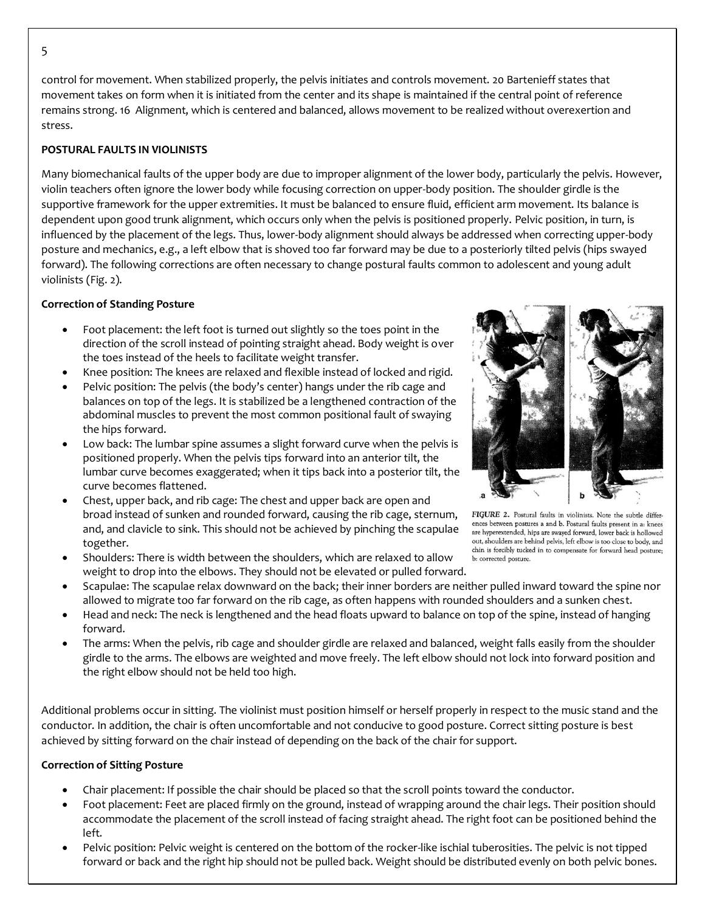control for movement. When stabilized properly, the pelvis initiates and controls movement. 20 Bartenieff states that movement takes on form when it is initiated from the center and its shape is maintained if the central point of reference remains strong. 16 Alignment, which is centered and balanced, allows movement to be realized without overexertion and stress.

**POSTURAL FAULTS IN VIOLINISTS**

Many biomechanical faults of the upper body are due to improper alignment of the lower body, particularly the pelvis. However, violin teachers often ignore the lower body while focusing correction on upper-body position. The shoulder girdle is the supportive framework for the upper extremities. It must be balanced to ensure fluid, efficient arm movement. Its balance is dependent upon good trunk alignment, which occurs only when the pelvis is positioned properly. Pelvic position, in turn, is influenced by the placement of the legs. Thus, lower-body alignment should always be addressed when correcting upper-body posture and mechanics, e.g., a left elbow that is shoved too far forward may be due to a posteriorly tilted pelvis (hips swayed forward). The following corrections are often necessary to change postural faults common to adolescent and young adult violinists (Fig. 2).

**Correction of Standing Posture**

- Foot placement: the left foot is turned out slightly so the toes point in the direction of the scroll instead of pointing straight ahead. Body weight is over the toes instead of the heels to facilitate weight transfer.
- Knee position: The knees are relaxed and flexible instead of locked and rigid.
- Pelvic position: The pelvis (the body's center) hangs under the rib cage and balances on top of the legs. It is stabilized be a lengthened contraction of the abdominal muscles to prevent the most common positional fault of swaying the hips forward.
- Low back: The lumbar spine assumes a slight forward curve when the pelvis is positioned properly. When the pelvis tips forward into an anterior tilt, the lumbar curve becomes exaggerated; when it tips back into a posterior tilt, the curve becomes flattened.
- Chest, upper back, and rib cage: The chest and upper back are open and broad instead of sunken and rounded forward, causing the rib cage, sternum, and, and clavicle to sink. This should not be achieved by pinching the scapulae together.
- Shoulders: There is width between the shoulders, which are relaxed to allow weight to drop into the elbows. They should not be elevated or pulled forward.
- Scapulae: The scapulae relax downward on the back; their inner borders are neither pulled inward toward the spine nor allowed to migrate too far forward on the rib cage, as often happens with rounded shoulders and a sunken chest.
- Head and neck: The neck is lengthened and the head floats upward to balance on top of the spine, instead of hanging forward.
- The arms: When the pelvis, rib cage and shoulder girdle are relaxed and balanced, weight falls easily from the shoulder girdle to the arms. The elbows are weighted and move freely. The left elbow should not lock into forward position and the right elbow should not be held too high.

*FIGURE 2.* Postural faults in violinists. Note the subtle differences between postures a and b. Postural faults present in a: knees are hyperextended, hips are swayed forward, lower back is hollowed out, shoulders are behind pelvis, left elbow is too close to body, and chin is forcibly tucked in to compensate for forward head posture; b: corrected posture.

Additional problems occur in sitting. The violinist must position himself or herself properly in respect to the music stand and the conductor. In addition, the chair is often uncomfortable and not conducive to good posture. Correct sitting posture is best achieved by sitting forward on the chair instead of depending on the back of the chair for support.

**Correction of Sitting Posture**

- Chair placement: If possible the chair should be placed so that the scroll points toward the conductor.
- Foot placement: Feet are placed firmly on the ground, instead of wrapping around the chair legs. Their position should accommodate the placement of the scroll instead of facing straight ahead. The right foot can be positioned behind the left.
- Pelvic position: Pelvic weight is centered on the bottom of the rocker-like ischial tuberosities. The pelvic is not tipped forward or back and the right hip should not be pulled back. Weight should be distributed evenly on both pelvic bones.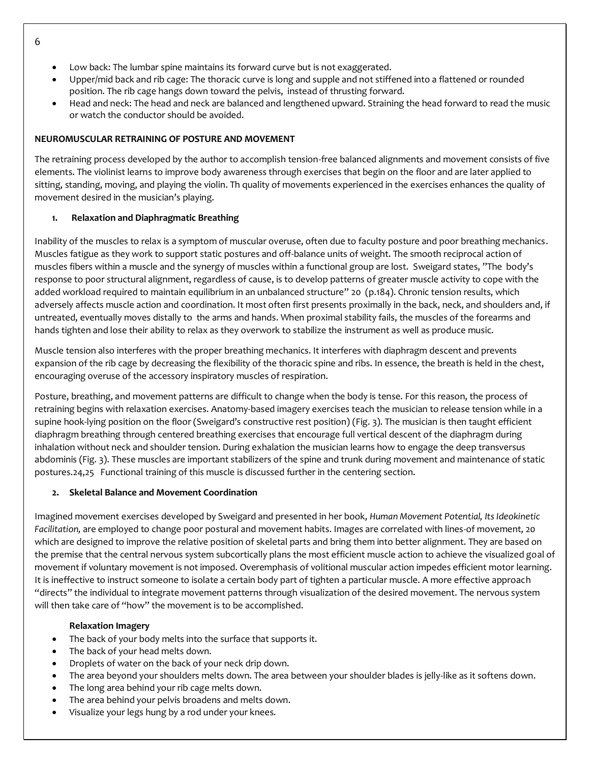- Low back: The lumbar spine maintains its forward curve but is not exaggerated.
- Upper/mid back and rib cage: The thoracic curve is long and supple and not stiffened into a flattened or rounded position. The rib cage hangs down toward the pelvis, instead of thrusting forward.
- Head and neck: The head and neck are balanced and lengthened upward. Straining the head forward to read the music or watch the conductor should be avoided.

## NEUROMUSCULAR RETRAINING OF POSTURE AND MOVEMENT

The retraining process developed by the author to accomplish tension-free balanced alignments and movement consists of five elements. The violinist learns to improve body awareness through exercises that begin on the floor and are later applied to sitting, standing, moving, and playing the violin. Th quality of movements experienced in the exercises enhances the quality of movement desired in the musician's playing.

### 1. Relaxation and Diaphragmatic Breathing

Inability of the muscles to relax is a symptom of muscular overuse, often due to faculty posture and poor breathing mechanics. Muscles fatigue as they work to support static postures and off-balance units of weight. The smooth reciprocal action of muscles fibers within a muscle and the synergy of muscles within a functional group are lost. Sweigard states, "The body's response to poor structural alignment, regardless of cause, is to develop patterns of greater muscle activity to cope with the added workload required to maintain equilibrium in an unbalanced structure" 20 (p.184). Chronic tension results, which adversely affects muscle action and coordination. It most often first presents proximally in the back, neck, and shoulders and, if untreated, eventually moves distally to the arms and hands. When proximal stability fails, the muscles of the forearms and hands tighten and lose their ability to relax as they overwork to stabilize the instrument as well as produce music.

Muscle tension also interferes with the proper breathing mechanics. It interferes with diaphragm descent and prevents expansion of the rib cage by decreasing the flexibility of the thoracic spine and ribs. In essence, the breath is held in the chest, encouraging overuse of the accessory inspiratory muscles of respiration.

Posture, breathing, and movement patterns are difficult to change when the body is tense. For this reason, the process of retraining begins with relaxation exercises. Anatomy-based imagery exercises teach the musician to release tension while in a supine hook-lying position on the floor (Sweigard's constructive rest position) (Fig. 3). The musician is then taught efficient diaphragm breathing through centered breathing exercises that encourage full vertical descent of the diaphragm during inhalation without neck and shoulder tension. During exhalation the musician learns how to engage the deep transversus abdominis (Fig. 3). These muscles are important stabilizers of the spine and trunk during movement and maintenance of static postures.24,25 Functional training of this muscle is discussed further in the centering section.

### 2. Skeletal Balance and Movement Coordination

Imagined movement exercises developed by Sweigard and presented in her book, *Human Movement Potential, Its Ideokinetic Facilitation,* are employed to change poor postural and movement habits. Images are correlated with lines-of movement, 20 which are designed to improve the relative position of skeletal parts and bring them into better alignment. They are based on the premise that the central nervous system subcortically plans the most efficient muscle action to achieve the visualized goal of movement if voluntary movement is not imposed. Overemphasis of volitional muscular action impedes efficient motor learning. It is ineffective to instruct someone to isolate a certain body part of tighten a particular muscle. A more effective approach "directs" the individual to integrate movement patterns through visualization of the desired movement. The nervous system will then take care of "how" the movement is to be accomplished.

**Relaxation Imagery**

- The back of your body melts into the surface that supports it.
- The back of your head melts down.
- Droplets of water on the back of your neck drip down.
- The area beyond your shoulders melts down. The area between your shoulder blades is jelly-like as it softens down.
- The long area behind your rib cage melts down.
- The area behind your pelvis broadens and melts down.
- Visualize your legs hung by a rod under your knees.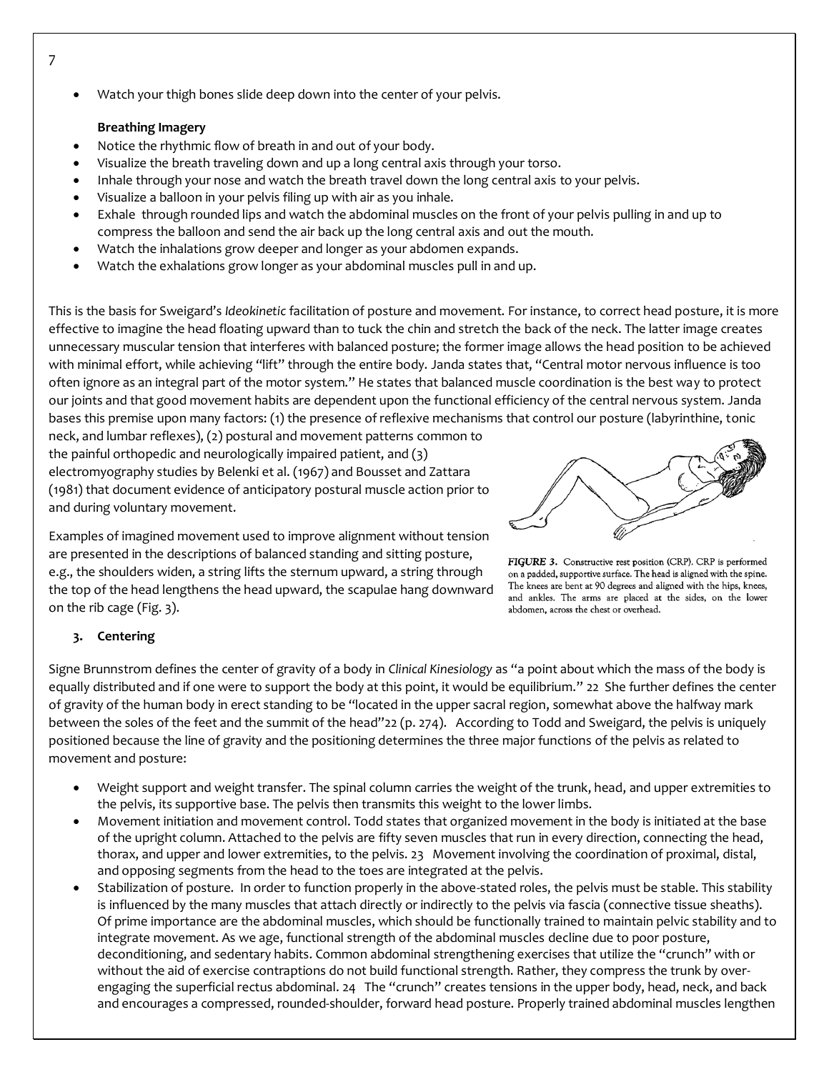- Watch your thigh bones slide deep down into the center of your pelvis.

**Breathing Imagery**

- Notice the rhythmic flow of breath in and out of your body.
- Visualize the breath traveling down and up a long central axis through your torso.
- Inhale through your nose and watch the breath travel down the long central axis to your pelvis.
- Visualize a balloon in your pelvis filing up with air as you inhale.
- Exhale through rounded lips and watch the abdominal muscles on the front of your pelvis pulling in and up to compress the balloon and send the air back up the long central axis and out the mouth.
- Watch the inhalations grow deeper and longer as your abdomen expands.
- Watch the exhalations grow longer as your abdominal muscles pull in and up.

This is the basis for Sweigard's *Ideokinetic* facilitation of posture and movement. For instance, to correct head posture, it is more effective to imagine the head floating upward than to tuck the chin and stretch the back of the neck. The latter image creates unnecessary muscular tension that interferes with balanced posture; the former image allows the head position to be achieved with minimal effort, while achieving "lift" through the entire body. Janda states that, "Central motor nervous influence is too often ignore as an integral part of the motor system." He states that balanced muscle coordination is the best way to protect our joints and that good movement habits are dependent upon the functional efficiency of the central nervous system. Janda bases this premise upon many factors: (1) the presence of reflexive mechanisms that control our posture (labyrinthine, tonic neck, and lumbar reflexes), (2) postural and movement patterns common to the painful orthopedic and neurologically impaired patient, and (3) electromyography studies by Belenki et al. (1967) and Bousset and Zattara (1981) that document evidence of anticipatory postural muscle action prior to and during voluntary movement.

Examples of imagined movement used to improve alignment without tension are presented in the descriptions of balanced standing and sitting posture, e.g., the shoulders widen, a string lifts the sternum upward, a string through the top of the head lengthens the head upward, the scapulae hang downward on the rib cage (Fig. 3).

*FIGURE 3.* Constructive rest position (CRP). CRP is performed on a padded, supportive surface. The head is aligned with the spine. The knees are bent at 90 degrees and aligned with the hips, knees, and ankles. The arms are placed at the sides, on the lower abdomen, across the chest or overhead.

### 3. Centering

Signe Brunnstrom defines the center of gravity of a body in *Clinical Kinesiology* as "a point about which the mass of the body is equally distributed and if one were to support the body at this point, it would be equilibrium." 22 She further defines the center of gravity of the human body in erect standing to be "located in the upper sacral region, somewhat above the halfway mark between the soles of the feet and the summit of the head"22 (p. 274). According to Todd and Sweigard, the pelvis is uniquely positioned because the line of gravity and the positioning determines the three major functions of the pelvis as related to movement and posture:

- Weight support and weight transfer. The spinal column carries the weight of the trunk, head, and upper extremities to the pelvis, its supportive base. The pelvis then transmits this weight to the lower limbs.
- Movement initiation and movement control. Todd states that organized movement in the body is initiated at the base of the upright column. Attached to the pelvis are fifty seven muscles that run in every direction, connecting the head, thorax, and upper and lower extremities, to the pelvis. 23 Movement involving the coordination of proximal, distal, and opposing segments from the head to the toes are integrated at the pelvis.
- Stabilization of posture. In order to function properly in the above-stated roles, the pelvis must be stable. This stability is influenced by the many muscles that attach directly or indirectly to the pelvis via fascia (connective tissue sheaths). Of prime importance are the abdominal muscles, which should be functionally trained to maintain pelvic stability and to integrate movement. As we age, functional strength of the abdominal muscles decline due to poor posture, deconditioning, and sedentary habits. Common abdominal strengthening exercises that utilize the "crunch" with or without the aid of exercise contraptions do not build functional strength. Rather, they compress the trunk by over-engaging the superficial rectus abdominal. 24 The "crunch" creates tensions in the upper body, head, neck, and back and encourages a compressed, rounded-shoulder, forward head posture. Properly trained abdominal muscles lengthen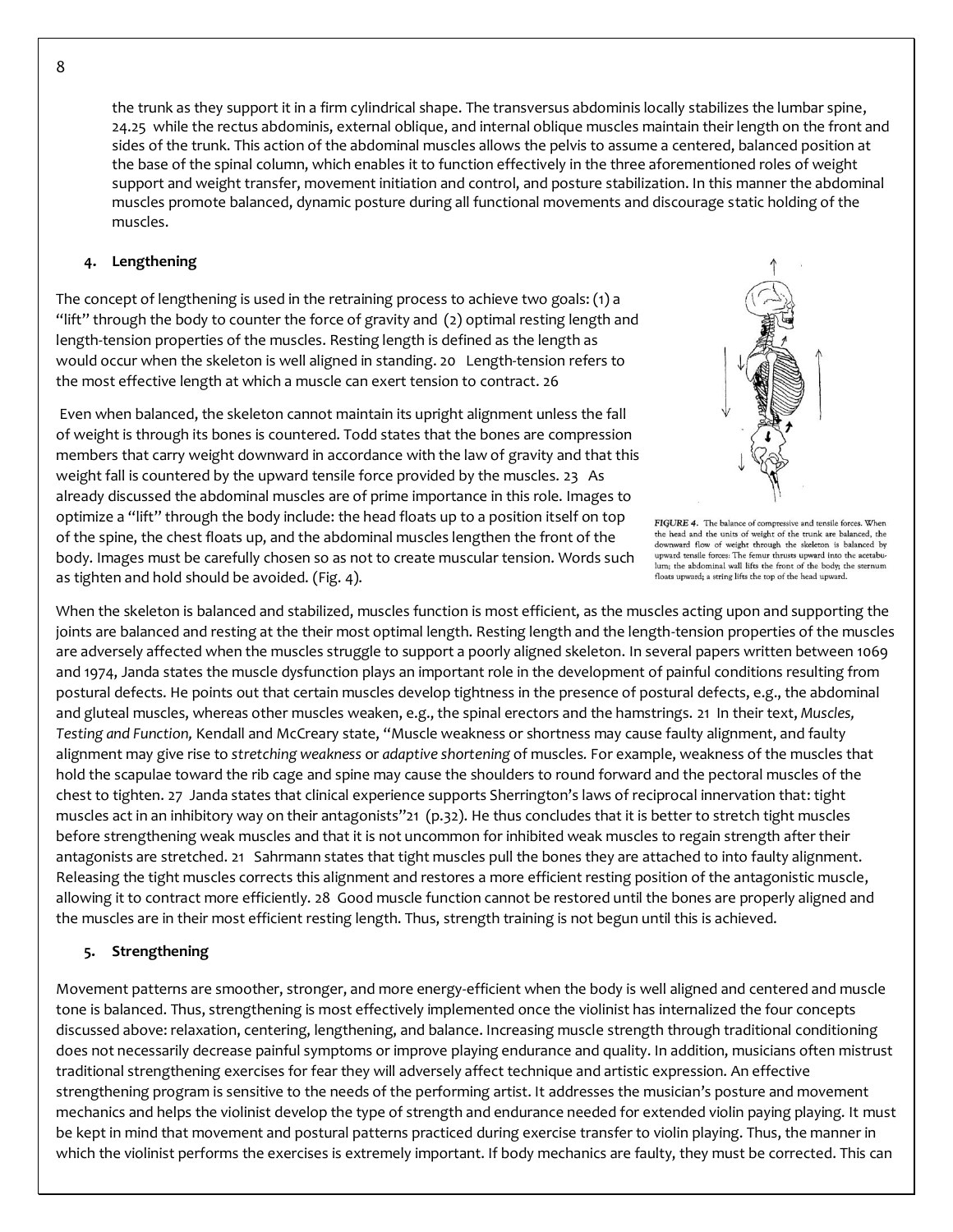the trunk as they support it in a firm cylindrical shape. The transversus abdominis locally stabilizes the lumbar spine, 24.25 while the rectus abdominis, external oblique, and internal oblique muscles maintain their length on the front and sides of the trunk. This action of the abdominal muscles allows the pelvis to assume a centered, balanced position at the base of the spinal column, which enables it to function effectively in the three aforementioned roles of weight support and weight transfer, movement initiation and control, and posture stabilization. In this manner the abdominal muscles promote balanced, dynamic posture during all functional movements and discourage static holding of the muscles.

#### 4. Lengthening

The concept of lengthening is used in the retraining process to achieve two goals: (1) a "lift" through the body to counter the force of gravity and (2) optimal resting length and length-tension properties of the muscles. Resting length is defined as the length as would occur when the skeleton is well aligned in standing. 20 Length-tension refers to the most effective length at which a muscle can exert tension to contract. 26

Even when balanced, the skeleton cannot maintain its upright alignment unless the fall of weight is through its bones is countered. Todd states that the bones are compression members that carry weight downward in accordance with the law of gravity and that this weight fall is countered by the upward tensile force provided by the muscles. 23 As already discussed the abdominal muscles are of prime importance in this role. Images to optimize a "lift" through the body include: the head floats up to a position itself on top of the spine, the chest floats up, and the abdominal muscles lengthen the front of the body. Images must be carefully chosen so as not to create muscular tension. Words such as tighten and hold should be avoided. (Fig. 4).

*FIGURE 4.* The balance of compressive and tensile forces. When the head and the units of weight of the trunk are balanced, the downward flow of weight through the skeleton is balanced by upward tensile forces: The femur thrusts upward into the acetabulum; the abdominal wall lifts the front of the body; the sternum floats upward; a string lifts the top of the head upward.

When the skeleton is balanced and stabilized, muscles function is most efficient, as the muscles acting upon and supporting the joints are balanced and resting at the their most optimal length. Resting length and the length-tension properties of the muscles are adversely affected when the muscles struggle to support a poorly aligned skeleton. In several papers written between 1069 and 1974, Janda states the muscle dysfunction plays an important role in the development of painful conditions resulting from postural defects. He points out that certain muscles develop tightness in the presence of postural defects, e.g., the abdominal and gluteal muscles, whereas other muscles weaken, e.g., the spinal erectors and the hamstrings. 21 In their text, *Muscles, Testing and Function,* Kendall and McCreary state, "Muscle weakness or shortness may cause faulty alignment, and faulty alignment may give rise to *stretching weakness* or *adaptive shortening* of muscles. For example, weakness of the muscles that hold the scapulae toward the rib cage and spine may cause the shoulders to round forward and the pectoral muscles of the chest to tighten. 27 Janda states that clinical experience supports Sherrington's laws of reciprocal innervation that: tight muscles act in an inhibitory way on their antagonists"21 (p.32). He thus concludes that it is better to stretch tight muscles before strengthening weak muscles and that it is not uncommon for inhibited weak muscles to regain strength after their antagonists are stretched. 21 Sahrmann states that tight muscles pull the bones they are attached to into faulty alignment. Releasing the tight muscles corrects this alignment and restores a more efficient resting position of the antagonistic muscle, allowing it to contract more efficiently. 28 Good muscle function cannot be restored until the bones are properly aligned and the muscles are in their most efficient resting length. Thus, strength training is not begun until this is achieved.

#### 5. Strengthening

Movement patterns are smoother, stronger, and more energy-efficient when the body is well aligned and centered and muscle tone is balanced. Thus, strengthening is most effectively implemented once the violinist has internalized the four concepts discussed above: relaxation, centering, lengthening, and balance. Increasing muscle strength through traditional conditioning does not necessarily decrease painful symptoms or improve playing endurance and quality. In addition, musicians often mistrust traditional strengthening exercises for fear they will adversely affect technique and artistic expression. An effective strengthening program is sensitive to the needs of the performing artist. It addresses the musician's posture and movement mechanics and helps the violinist develop the type of strength and endurance needed for extended violin paying playing. It must be kept in mind that movement and postural patterns practiced during exercise transfer to violin playing. Thus, the manner in which the violinist performs the exercises is extremely important. If body mechanics are faulty, they must be corrected. This can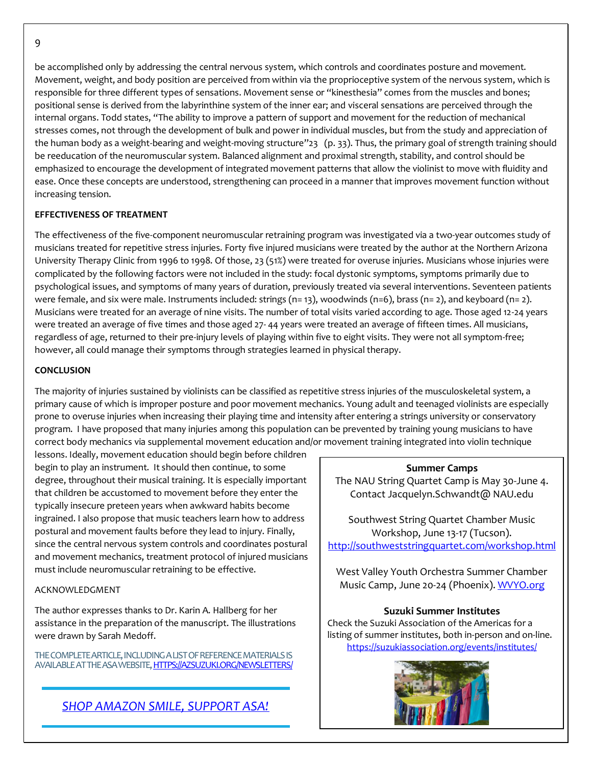be accomplished only by addressing the central nervous system, which controls and coordinates posture and movement. Movement, weight, and body position are perceived from within via the proprioceptive system of the nervous system, which is responsible for three different types of sensations. Movement sense or "kinesthesia" comes from the muscles and bones; positional sense is derived from the labyrinthine system of the inner ear; and visceral sensations are perceived through the internal organs. Todd states, "The ability to improve a pattern of support and movement for the reduction of mechanical stresses comes, not through the development of bulk and power in individual muscles, but from the study and appreciation of the human body as a weight-bearing and weight-moving structure"23 (p. 33). Thus, the primary goal of strength training should be reeducation of the neuromuscular system. Balanced alignment and proximal strength, stability, and control should be emphasized to encourage the development of integrated movement patterns that allow the violinist to move with fluidity and ease. Once these concepts are understood, strengthening can proceed in a manner that improves movement function without increasing tension.

**EFFECTIVENESS OF TREATMENT**

The effectiveness of the five-component neuromuscular retraining program was investigated via a two-year outcomes study of musicians treated for repetitive stress injuries. Forty five injured musicians were treated by the author at the Northern Arizona University Therapy Clinic from 1996 to 1998. Of those, 23 (51%) were treated for overuse injuries. Musicians whose injuries were complicated by the following factors were not included in the study: focal dystonic symptoms, symptoms primarily due to psychological issues, and symptoms of many years of duration, previously treated via several interventions. Seventeen patients were female, and six were male. Instruments included: strings (n= 13), woodwinds (n=6), brass (n= 2), and keyboard (n= 2). Musicians were treated for an average of nine visits. The number of total visits varied according to age. Those aged 12-24 years were treated an average of five times and those aged 27- 44 years were treated an average of fifteen times. All musicians, regardless of age, returned to their pre-injury levels of playing within five to eight visits. They were not all symptom-free; however, all could manage their symptoms through strategies learned in physical therapy.

**CONCLUSION**

The majority of injuries sustained by violinists can be classified as repetitive stress injuries of the musculoskeletal system, a primary cause of which is improper posture and poor movement mechanics. Young adult and teenaged violinists are especially prone to overuse injuries when increasing their playing time and intensity after entering a strings university or conservatory program. I have proposed that many injuries among this population can be prevented by training young musicians to have correct body mechanics via supplemental movement education and/or movement training integrated into violin technique lessons. Ideally, movement education should begin before children begin to play an instrument. It should then continue, to some degree, throughout their musical training. It is especially important that children be accustomed to movement before they enter the typically insecure preteen years when awkward habits become ingrained. I also propose that music teachers learn how to address postural and movement faults before they lead to injury. Finally, since the central nervous system controls and coordinates postural and movement mechanics, treatment protocol of injured musicians must include neuromuscular retraining to be effective.

ACKNOWLEDGMENT

The author expresses thanks to Dr. Karin A. Hallberg for her assistance in the preparation of the manuscript. The illustrations were drawn by Sarah Medoff.

THE COMPLETE ARTICLE, INCLUDING A LIST OF REFERENCE MATERIALS IS AVAILABLE AT THE ASA WEBSITE, HTTPS://AZSUZUKI.ORG/NEWSLETTERS/

*SHOP AMAZON SMILE, SUPPORT ASA!*

**Summer Camps**

The NAU String Quartet Camp is May 30-June 4. Contact Jacquelyn.Schwandt@ NAU.edu

Southwest String Quartet Chamber Music Workshop, June 13-17 (Tucson). http://southweststringquartet.com/workshop.html

West Valley Youth Orchestra Summer Chamber Music Camp, June 20-24 (Phoenix). WVYO.org

**Suzuki Summer Institutes**

Check the Suzuki Association of the Americas for a listing of summer institutes, both in-person and on-line. https://suzukiassociation.org/events/institutes/